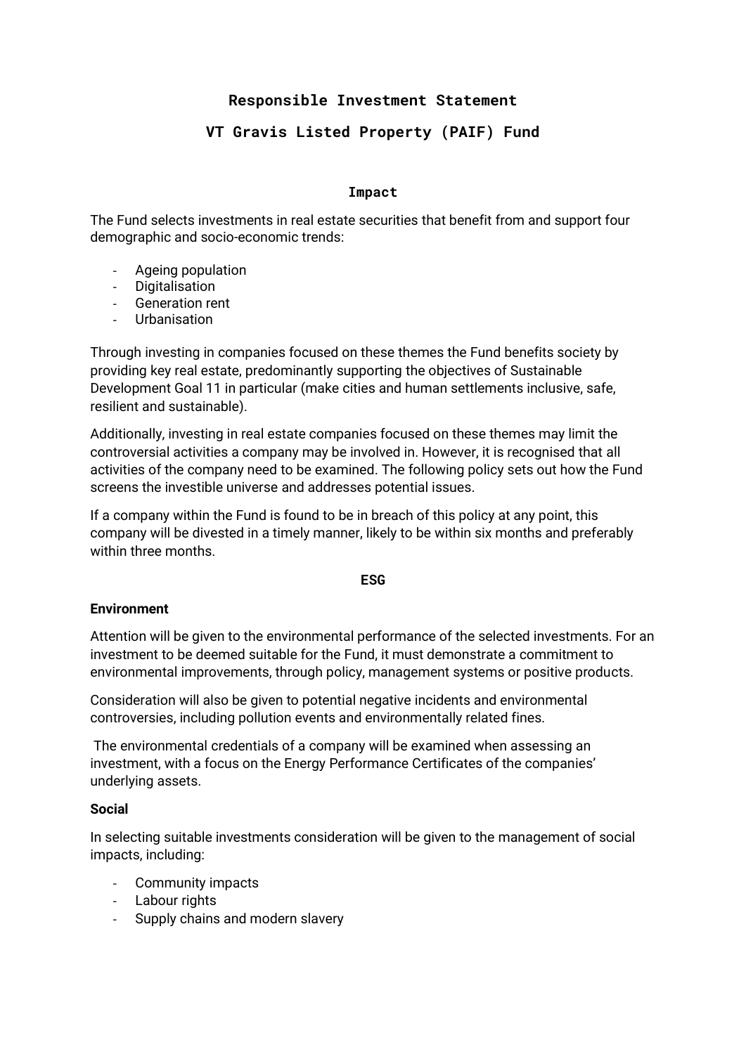# Responsible Investment Statement

## VT Gravis Listed Property (PAIF) Fund

### Impact

The Fund selects investments in real estate securities that benefit from and support four demographic and socio-economic trends:

- Ageing population
- Digitalisation
- Generation rent
- Urbanisation

Through investing in companies focused on these themes the Fund benefits society by providing key real estate, predominantly supporting the objectives of Sustainable Development Goal 11 in particular (make cities and human settlements inclusive, safe, resilient and sustainable).

Additionally, investing in real estate companies focused on these themes may limit the controversial activities a company may be involved in. However, it is recognised that all activities of the company need to be examined. The following policy sets out how the Fund screens the investible universe and addresses potential issues.

If a company within the Fund is found to be in breach of this policy at any point, this company will be divested in a timely manner, likely to be within six months and preferably within three months.

### ESG

**Environment**

Attention will be given to the environmental performance of the selected investments. For an investment to be deemed suitable for the Fund, it must demonstrate a commitment to environmental improvements, through policy, management systems or positive products.

Consideration will also be given to potential negative incidents and environmental controversies, including pollution events and environmentally related fines.

The environmental credentials of a company will be examined when assessing an investment, with a focus on the Energy Performance Certificates of the companies' underlying assets.

**Social**

In selecting suitable investments consideration will be given to the management of social impacts, including:

- Community impacts
- Labour rights
- Supply chains and modern slavery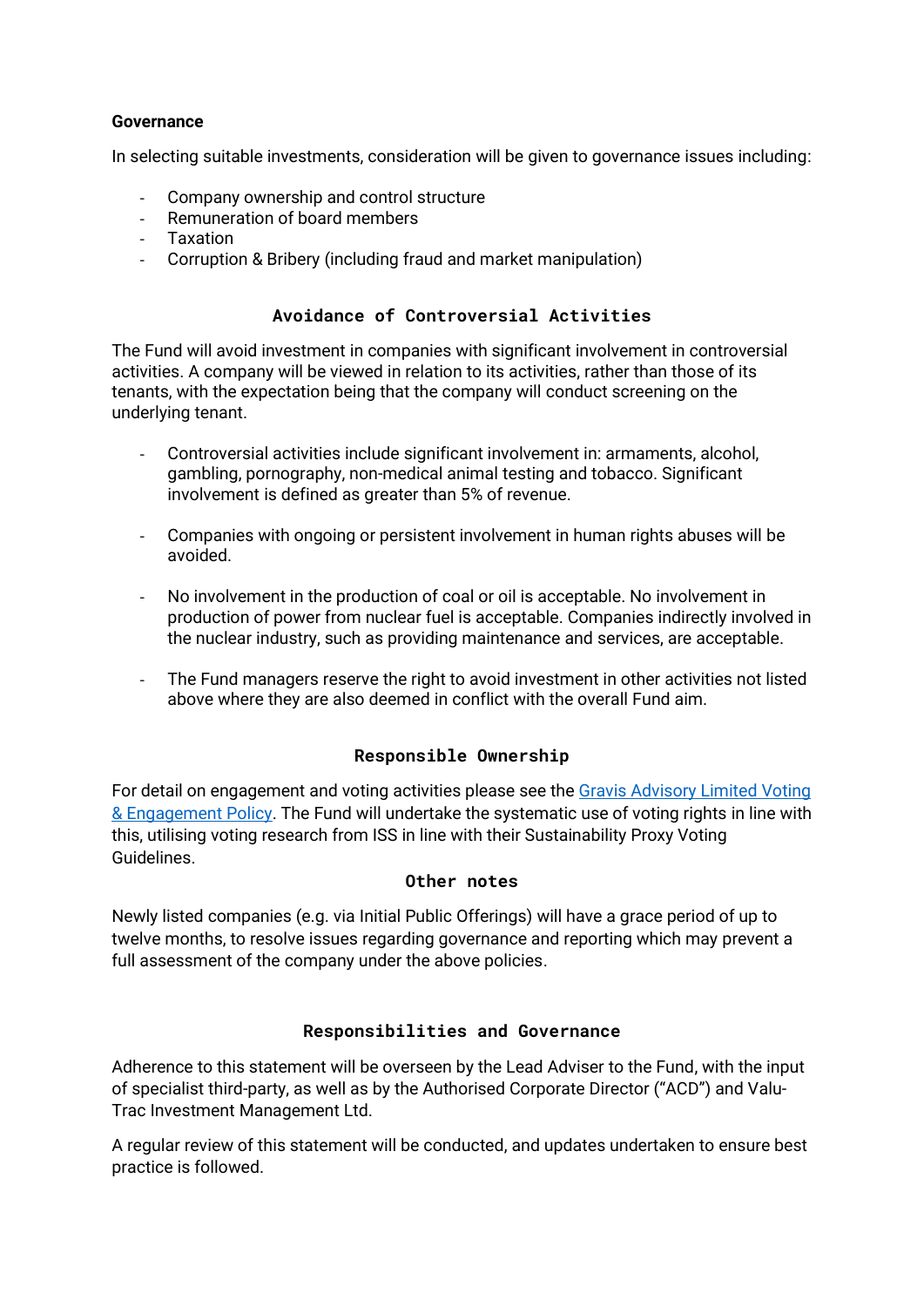**Governance**

In selecting suitable investments, consideration will be given to governance issues including:

- Company ownership and control structure
- Remuneration of board members
- Taxation
- Corruption & Bribery (including fraud and market manipulation)

## Avoidance of Controversial Activities

The Fund will avoid investment in companies with significant involvement in controversial activities. A company will be viewed in relation to its activities, rather than those of its tenants, with the expectation being that the company will conduct screening on the underlying tenant.

- Controversial activities include significant involvement in: armaments, alcohol, gambling, pornography, non-medical animal testing and tobacco. Significant involvement is defined as greater than 5% of revenue.

- Companies with ongoing or persistent involvement in human rights abuses will be avoided.

- No involvement in the production of coal or oil is acceptable. No involvement in production of power from nuclear fuel is acceptable. Companies indirectly involved in the nuclear industry, such as providing maintenance and services, are acceptable.

- The Fund managers reserve the right to avoid investment in other activities not listed above where they are also deemed in conflict with the overall Fund aim.

## Responsible Ownership

For detail on engagement and voting activities please see the [Gravis Advisory Limited Voting & Engagement Policy](). The Fund will undertake the systematic use of voting rights in line with this, utilising voting research from ISS in line with their Sustainability Proxy Voting Guidelines.

## Other notes

Newly listed companies (e.g. via Initial Public Offerings) will have a grace period of up to twelve months, to resolve issues regarding governance and reporting which may prevent a full assessment of the company under the above policies.

## Responsibilities and Governance

Adherence to this statement will be overseen by the Lead Adviser to the Fund, with the input of specialist third-party, as well as by the Authorised Corporate Director ("ACD") and Valu-Trac Investment Management Ltd.

A regular review of this statement will be conducted, and updates undertaken to ensure best practice is followed.